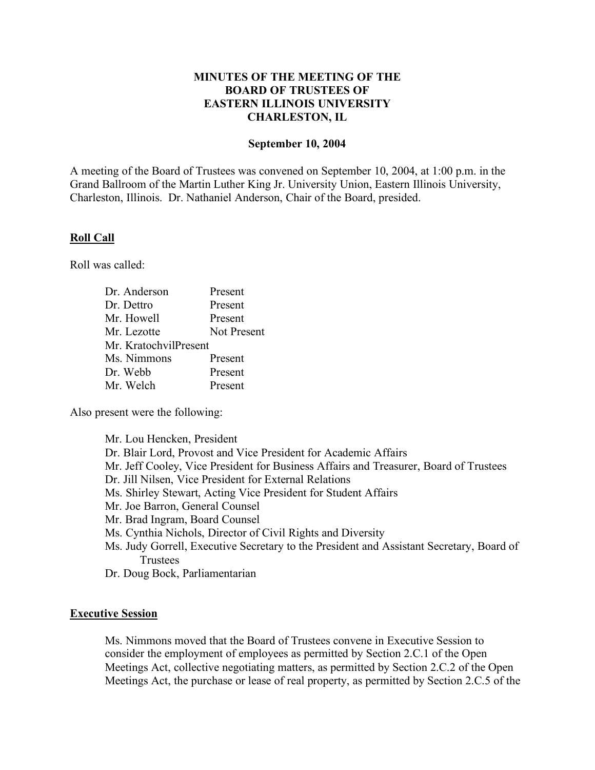# MINUTES OF THE MEETING OF THE BOARD OF TRUSTEES OF EASTERN ILLINOIS UNIVERSITY CHARLESTON, IL

**September 10, 2004**

A meeting of the Board of Trustees was convened on September 10, 2004, at 1:00 p.m. in the Grand Ballroom of the Martin Luther King Jr. University Union, Eastern Illinois University, Charleston, Illinois. Dr. Nathaniel Anderson, Chair of the Board, presided.

## Roll Call

Roll was called:

| | |
|---|---|
| Dr. Anderson | Present |
| Dr. Dettro | Present |
| Mr. Howell | Present |
| Mr. Lezotte | Not Present |
| Mr. Kratochvil | Present |
| Ms. Nimmons | Present |
| Dr. Webb | Present |
| Mr. Welch | Present |

Also present were the following:

- Mr. Lou Hencken, President
- Dr. Blair Lord, Provost and Vice President for Academic Affairs
- Mr. Jeff Cooley, Vice President for Business Affairs and Treasurer, Board of Trustees
- Dr. Jill Nilsen, Vice President for External Relations
- Ms. Shirley Stewart, Acting Vice President for Student Affairs
- Mr. Joe Barron, General Counsel
- Mr. Brad Ingram, Board Counsel
- Ms. Cynthia Nichols, Director of Civil Rights and Diversity
- Ms. Judy Gorrell, Executive Secretary to the President and Assistant Secretary, Board of Trustees
- Dr. Doug Bock, Parliamentarian

## Executive Session

Ms. Nimmons moved that the Board of Trustees convene in Executive Session to consider the employment of employees as permitted by Section 2.C.1 of the Open Meetings Act, collective negotiating matters, as permitted by Section 2.C.2 of the Open Meetings Act, the purchase or lease of real property, as permitted by Section 2.C.5 of the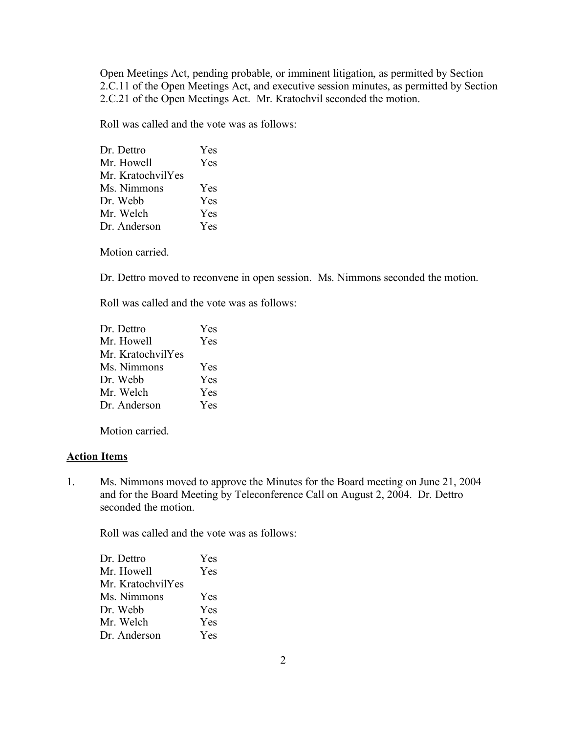Open Meetings Act, pending probable, or imminent litigation, as permitted by Section 2.C.11 of the Open Meetings Act, and executive session minutes, as permitted by Section 2.C.21 of the Open Meetings Act. Mr. Kratochvil seconded the motion.

Roll was called and the vote was as follows:

| | |
|---|---|
| Dr. Dettro | Yes |
| Mr. Howell | Yes |
| Mr. Kratochvil | Yes |
| Ms. Nimmons | Yes |
| Dr. Webb | Yes |
| Mr. Welch | Yes |
| Dr. Anderson | Yes |

Motion carried.

Dr. Dettro moved to reconvene in open session. Ms. Nimmons seconded the motion.

Roll was called and the vote was as follows:

| | |
|---|---|
| Dr. Dettro | Yes |
| Mr. Howell | Yes |
| Mr. Kratochvil | Yes |
| Ms. Nimmons | Yes |
| Dr. Webb | Yes |
| Mr. Welch | Yes |
| Dr. Anderson | Yes |

Motion carried.

## Action Items

1. Ms. Nimmons moved to approve the Minutes for the Board meeting on June 21, 2004 and for the Board Meeting by Teleconference Call on August 2, 2004. Dr. Dettro seconded the motion.

   Roll was called and the vote was as follows:

| | |
|---|---|
| Dr. Dettro | Yes |
| Mr. Howell | Yes |
| Mr. Kratochvil | Yes |
| Ms. Nimmons | Yes |
| Dr. Webb | Yes |
| Mr. Welch | Yes |
| Dr. Anderson | Yes |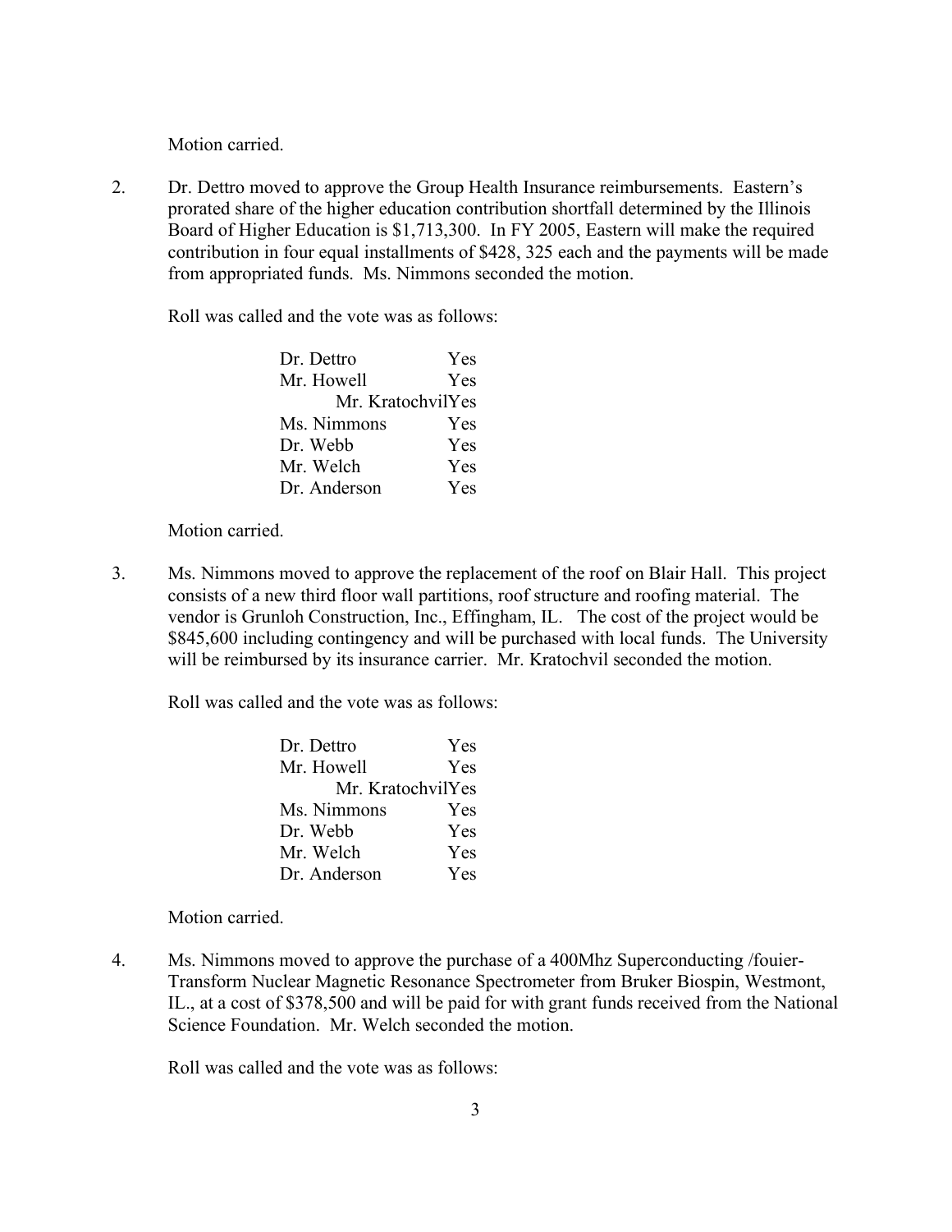Motion carried.

2. Dr. Dettro moved to approve the Group Health Insurance reimbursements. Eastern's prorated share of the higher education contribution shortfall determined by the Illinois Board of Higher Education is $1,713,300. In FY 2005, Eastern will make the required contribution in four equal installments of $428, 325 each and the payments will be made from appropriated funds. Ms. Nimmons seconded the motion.

   Roll was called and the vote was as follows:

   | | |
   |---|---|
   | Dr. Dettro | Yes |
   | Mr. Howell | Yes |
   | Mr. Kratochvil | Yes |
   | Ms. Nimmons | Yes |
   | Dr. Webb | Yes |
   | Mr. Welch | Yes |
   | Dr. Anderson | Yes |

   Motion carried.

3. Ms. Nimmons moved to approve the replacement of the roof on Blair Hall. This project consists of a new third floor wall partitions, roof structure and roofing material. The vendor is Grunloh Construction, Inc., Effingham, IL. The cost of the project would be $845,600 including contingency and will be purchased with local funds. The University will be reimbursed by its insurance carrier. Mr. Kratochvil seconded the motion.

   Roll was called and the vote was as follows:

   | | |
   |---|---|
   | Dr. Dettro | Yes |
   | Mr. Howell | Yes |
   | Mr. Kratochvil | Yes |
   | Ms. Nimmons | Yes |
   | Dr. Webb | Yes |
   | Mr. Welch | Yes |
   | Dr. Anderson | Yes |

   Motion carried.

4. Ms. Nimmons moved to approve the purchase of a 400Mhz Superconducting /fouier-Transform Nuclear Magnetic Resonance Spectrometer from Bruker Biospin, Westmont, IL., at a cost of $378,500 and will be paid for with grant funds received from the National Science Foundation. Mr. Welch seconded the motion.

   Roll was called and the vote was as follows: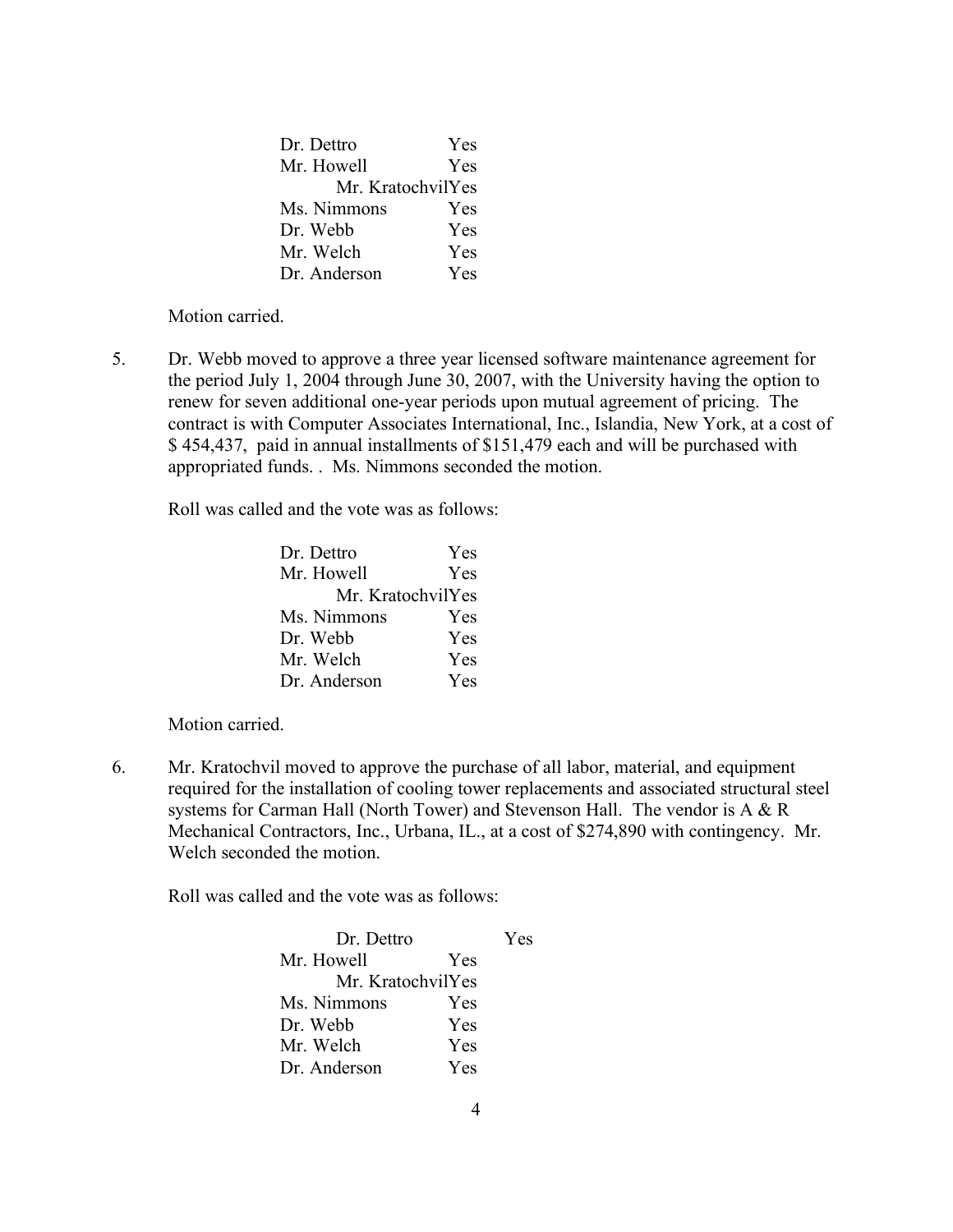| | |
|---|---|
| Dr. Dettro | Yes |
| Mr. Howell | Yes |
| Mr. Kratochvil | Yes |
| Ms. Nimmons | Yes |
| Dr. Webb | Yes |
| Mr. Welch | Yes |
| Dr. Anderson | Yes |

Motion carried.

5. Dr. Webb moved to approve a three year licensed software maintenance agreement for the period July 1, 2004 through June 30, 2007, with the University having the option to renew for seven additional one-year periods upon mutual agreement of pricing. The contract is with Computer Associates International, Inc., Islandia, New York, at a cost of $ 454,437, paid in annual installments of $151,479 each and will be purchased with appropriated funds. . Ms. Nimmons seconded the motion.

   Roll was called and the vote was as follows:

| | |
|---|---|
| Dr. Dettro | Yes |
| Mr. Howell | Yes |
| Mr. Kratochvil | Yes |
| Ms. Nimmons | Yes |
| Dr. Webb | Yes |
| Mr. Welch | Yes |
| Dr. Anderson | Yes |

   Motion carried.

6. Mr. Kratochvil moved to approve the purchase of all labor, material, and equipment required for the installation of cooling tower replacements and associated structural steel systems for Carman Hall (North Tower) and Stevenson Hall. The vendor is A & R Mechanical Contractors, Inc., Urbana, IL., at a cost of $274,890 with contingency. Mr. Welch seconded the motion.

   Roll was called and the vote was as follows:

| | |
|---|---|
| Dr. Dettro | Yes |
| Mr. Howell | Yes |
| Mr. Kratochvil | Yes |
| Ms. Nimmons | Yes |
| Dr. Webb | Yes |
| Mr. Welch | Yes |
| Dr. Anderson | Yes |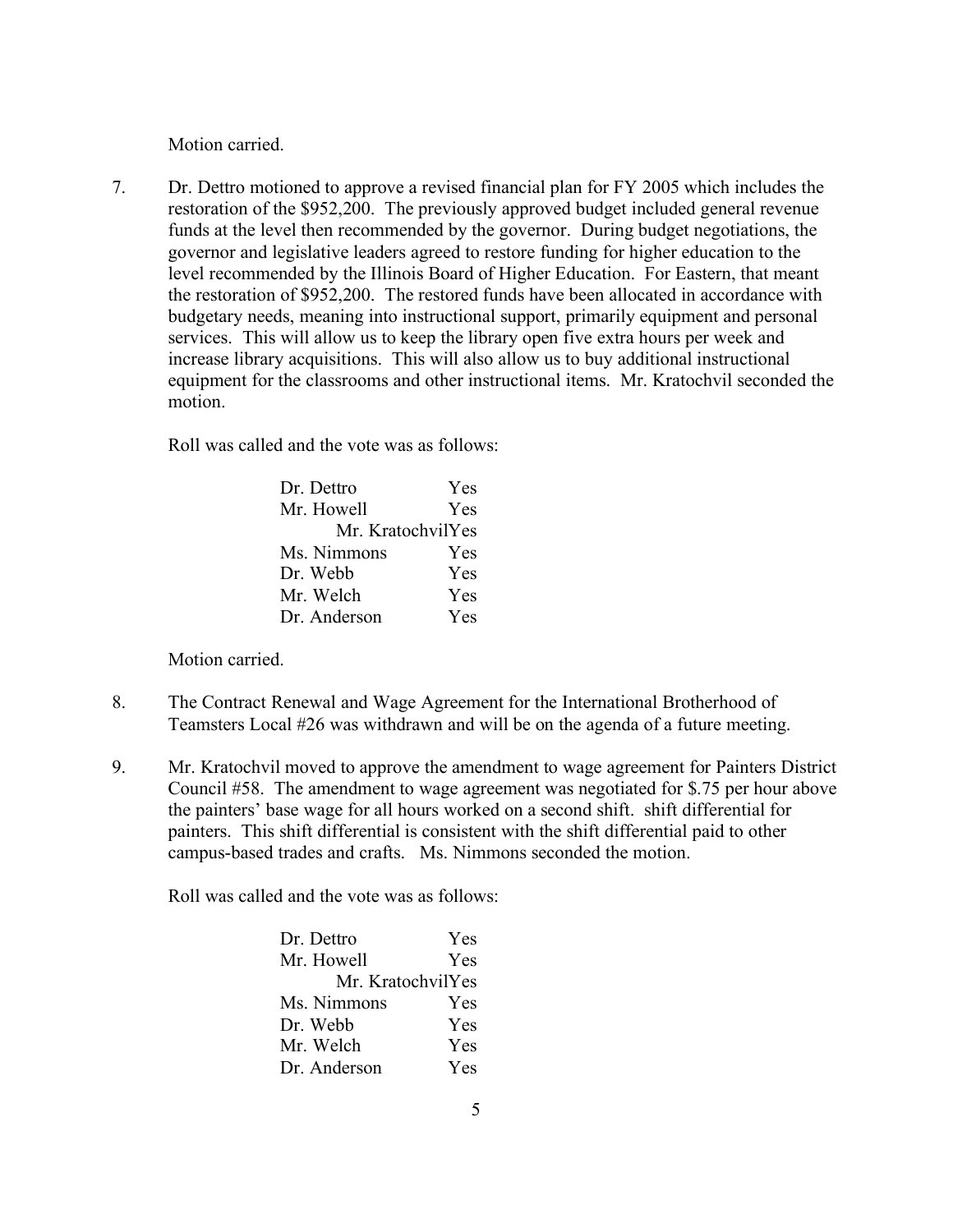Motion carried.

7. Dr. Dettro motioned to approve a revised financial plan for FY 2005 which includes the restoration of the $952,200. The previously approved budget included general revenue funds at the level then recommended by the governor. During budget negotiations, the governor and legislative leaders agreed to restore funding for higher education to the level recommended by the Illinois Board of Higher Education. For Eastern, that meant the restoration of $952,200. The restored funds have been allocated in accordance with budgetary needs, meaning into instructional support, primarily equipment and personal services. This will allow us to keep the library open five extra hours per week and increase library acquisitions. This will also allow us to buy additional instructional equipment for the classrooms and other instructional items. Mr. Kratochvil seconded the motion.

   Roll was called and the vote was as follows:

   | | |
   |---|---|
   | Dr. Dettro | Yes |
   | Mr. Howell | Yes |
   | Mr. Kratochvil | Yes |
   | Ms. Nimmons | Yes |
   | Dr. Webb | Yes |
   | Mr. Welch | Yes |
   | Dr. Anderson | Yes |

   Motion carried.

8. The Contract Renewal and Wage Agreement for the International Brotherhood of Teamsters Local #26 was withdrawn and will be on the agenda of a future meeting.

9. Mr. Kratochvil moved to approve the amendment to wage agreement for Painters District Council #58. The amendment to wage agreement was negotiated for $.75 per hour above the painters' base wage for all hours worked on a second shift. shift differential for painters. This shift differential is consistent with the shift differential paid to other campus-based trades and crafts. Ms. Nimmons seconded the motion.

   Roll was called and the vote was as follows:

   | | |
   |---|---|
   | Dr. Dettro | Yes |
   | Mr. Howell | Yes |
   | Mr. Kratochvil | Yes |
   | Ms. Nimmons | Yes |
   | Dr. Webb | Yes |
   | Mr. Welch | Yes |
   | Dr. Anderson | Yes |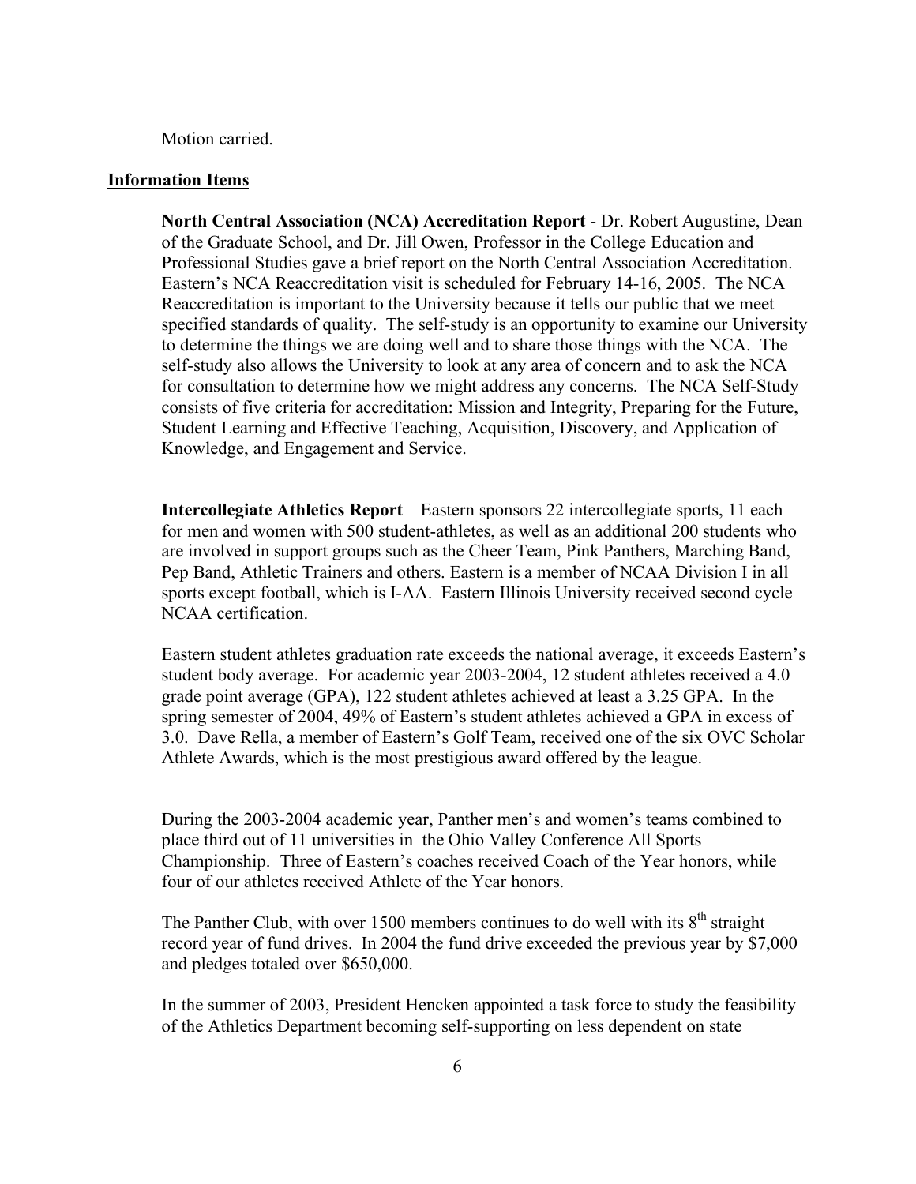Motion carried.

**Information Items**

**North Central Association (NCA) Accreditation Report** - Dr. Robert Augustine, Dean of the Graduate School, and Dr. Jill Owen, Professor in the College Education and Professional Studies gave a brief report on the North Central Association Accreditation. Eastern's NCA Reaccreditation visit is scheduled for February 14-16, 2005. The NCA Reaccreditation is important to the University because it tells our public that we meet specified standards of quality. The self-study is an opportunity to examine our University to determine the things we are doing well and to share those things with the NCA. The self-study also allows the University to look at any area of concern and to ask the NCA for consultation to determine how we might address any concerns. The NCA Self-Study consists of five criteria for accreditation: Mission and Integrity, Preparing for the Future, Student Learning and Effective Teaching, Acquisition, Discovery, and Application of Knowledge, and Engagement and Service.

**Intercollegiate Athletics Report** – Eastern sponsors 22 intercollegiate sports, 11 each for men and women with 500 student-athletes, as well as an additional 200 students who are involved in support groups such as the Cheer Team, Pink Panthers, Marching Band, Pep Band, Athletic Trainers and others. Eastern is a member of NCAA Division I in all sports except football, which is I-AA. Eastern Illinois University received second cycle NCAA certification.

Eastern student athletes graduation rate exceeds the national average, it exceeds Eastern's student body average. For academic year 2003-2004, 12 student athletes received a 4.0 grade point average (GPA), 122 student athletes achieved at least a 3.25 GPA. In the spring semester of 2004, 49% of Eastern's student athletes achieved a GPA in excess of 3.0. Dave Rella, a member of Eastern's Golf Team, received one of the six OVC Scholar Athlete Awards, which is the most prestigious award offered by the league.

During the 2003-2004 academic year, Panther men's and women's teams combined to place third out of 11 universities in the Ohio Valley Conference All Sports Championship. Three of Eastern's coaches received Coach of the Year honors, while four of our athletes received Athlete of the Year honors.

The Panther Club, with over 1500 members continues to do well with its 8th straight record year of fund drives. In 2004 the fund drive exceeded the previous year by $7,000 and pledges totaled over $650,000.

In the summer of 2003, President Hencken appointed a task force to study the feasibility of the Athletics Department becoming self-supporting on less dependent on state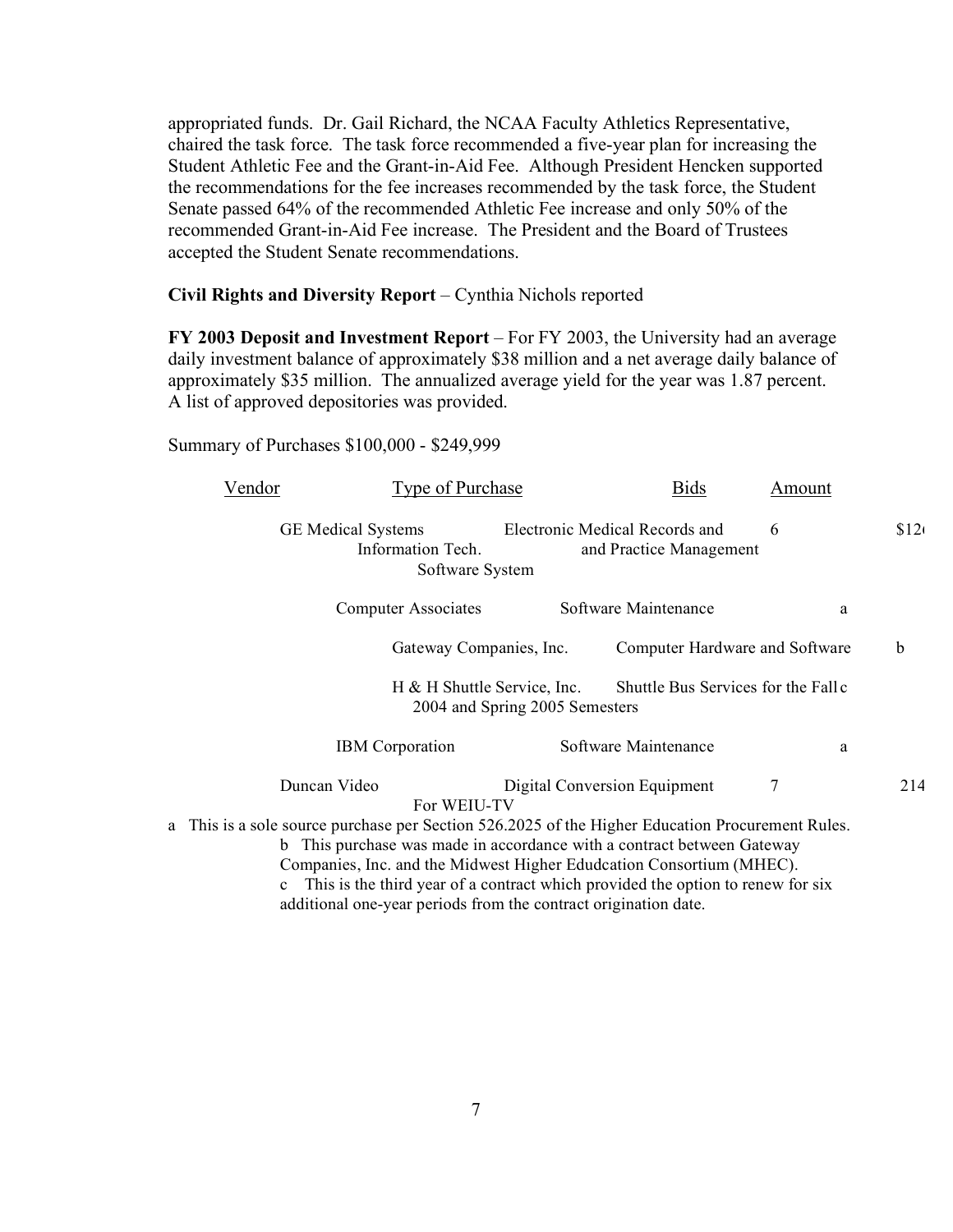appropriated funds. Dr. Gail Richard, the NCAA Faculty Athletics Representative, chaired the task force. The task force recommended a five-year plan for increasing the Student Athletic Fee and the Grant-in-Aid Fee. Although President Hencken supported the recommendations for the fee increases recommended by the task force, the Student Senate passed 64% of the recommended Athletic Fee increase and only 50% of the recommended Grant-in-Aid Fee increase. The President and the Board of Trustees accepted the Student Senate recommendations.

**Civil Rights and Diversity Report** – Cynthia Nichols reported

**FY 2003 Deposit and Investment Report** – For FY 2003, the University had an average daily investment balance of approximately $38 million and a net average daily balance of approximately $35 million. The annualized average yield for the year was 1.87 percent. A list of approved depositories was provided.

Summary of Purchases $100,000 - $249,999

| Vendor | Type of Purchase | Bids | Amount |
|---|---|---|---|
| GE Medical Systems Information Tech. | Electronic Medical Records and and Practice Management Software System | 6 | $12 |
| Computer Associates | Software Maintenance | a | |
| Gateway Companies, Inc. | Computer Hardware and Software | b | |
| H & H Shuttle Service, Inc. | Shuttle Bus Services for the Fall 2004 and Spring 2005 Semesters | c | |
| IBM Corporation | Software Maintenance | a | |
| Duncan Video | Digital Conversion Equipment For WEIU-TV | 7 | 214 |

a This is a sole source purchase per Section 526.2025 of the Higher Education Procurement Rules.

b This purchase was made in accordance with a contract between Gateway Companies, Inc. and the Midwest Higher Edudcation Consortium (MHEC).

c This is the third year of a contract which provided the option to renew for six additional one-year periods from the contract origination date.